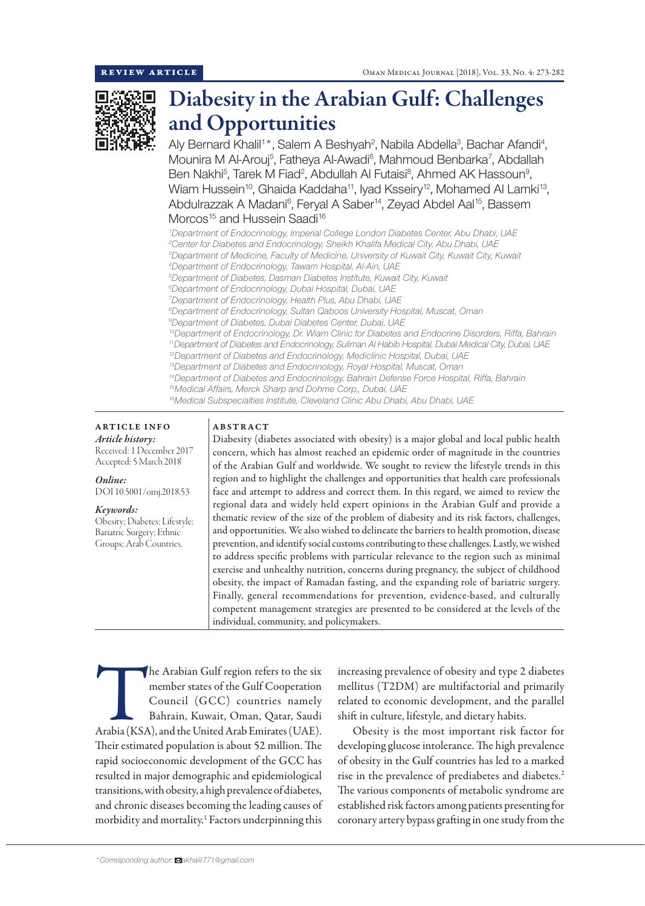REVIEW ARTICLE

# Diabesity in the Arabian Gulf: Challenges and Opportunities

Aly Bernard Khalil[1]*, Salem A Beshyah[2], Nabila Abdella[3], Bachar Afandi[4], Mounira M Al-Arouj[5], Fatheya Al-Awadi[6], Mahmoud Benbarka[7], Abdallah Ben Nakhi[5], Tarek M Fiad[2], Abdullah Al Futaisi[8], Ahmed AK Hassoun[9], Wiam Hussein[10], Ghaida Kaddaha[11], Iyad Ksseiry[12], Mohamed Al Lamki[13], Abdulrazzak A Madani[6], Feryal A Saber[14], Zeyad Abdel Aal[15], Bassem Morcos[15] and Hussein Saadi[16]

*[1]Department of Endocrinology, Imperial College London Diabetes Center, Abu Dhabi, UAE*
*[2]Center for Diabetes and Endocrinology, Sheikh Khalifa Medical City, Abu Dhabi, UAE*
*[3]Department of Medicine, Faculty of Medicine, University of Kuwait City, Kuwait City, Kuwait*
*[4]Department of Endocrinology, Tawam Hospital, Al-Ain, UAE*
*[5]Department of Diabetes, Dasman Diabetes Institute, Kuwait City, Kuwait*
*[6]Department of Endocrinology, Dubai Hospital, Dubai, UAE*
*[7]Department of Endocrinology, Health Plus, Abu Dhabi, UAE*
*[8]Department of Endocrinology, Sultan Qaboos University Hospital, Muscat, Oman*
*[9]Department of Diabetes, Dubai Diabetes Center, Dubai, UAE*
*[10]Department of Endocrinology, Dr. Wiam Clinic for Diabetes and Endocrine Disorders, Riffa, Bahrain*
*[11]Department of Diabetes and Endocrinology, Suliman Al Habib Hospital, Dubai Medical City, Dubai, UAE*
*[12]Department of Diabetes and Endocrinology, Mediclinic Hospital, Dubai, UAE*
*[13]Department of Diabetes and Endocrinology, Royal Hospital, Muscat, Oman*
*[14]Department of Diabetes and Endocrinology, Bahrain Defense Force Hospital, Riffa, Bahrain*
*[15]Medical Affairs, Merck Sharp and Dohme Corp., Dubai, UAE*
*[16]Medical Subspecialties Institute, Cleveland Clinic Abu Dhabi, Abu Dhabi, UAE*

## ARTICLE INFO

*Article history:*
Received: 1 December 2017
Accepted: 5 March 2018

*Online:*
DOI 10.5001/omj.2018.53

*Keywords:*
Obesity; Diabetes; Lifestyle; Bariatric Surgery; Ethnic Groups; Arab Countries.

## ABSTRACT

Diabesity (diabetes associated with obesity) is a major global and local public health concern, which has almost reached an epidemic order of magnitude in the countries of the Arabian Gulf and worldwide. We sought to review the lifestyle trends in this region and to highlight the challenges and opportunities that health care professionals face and attempt to address and correct them. In this regard, we aimed to review the regional data and widely held expert opinions in the Arabian Gulf and provide a thematic review of the size of the problem of diabesity and its risk factors, challenges, and opportunities. We also wished to delineate the barriers to health promotion, disease prevention, and identify social customs contributing to these challenges. Lastly, we wished to address specific problems with particular relevance to the region such as minimal exercise and unhealthy nutrition, concerns during pregnancy, the subject of childhood obesity, the impact of Ramadan fasting, and the expanding role of bariatric surgery. Finally, general recommendations for prevention, evidence-based, and culturally competent management strategies are presented to be considered at the levels of the individual, community, and policymakers.

The Arabian Gulf region refers to the six member states of the Gulf Cooperation Council (GCC) countries namely Bahrain, Kuwait, Oman, Qatar, Saudi Arabia (KSA), and the United Arab Emirates (UAE). Their estimated population is about 52 million. The rapid socioeconomic development of the GCC has resulted in major demographic and epidemiological transitions, with obesity, a high prevalence of diabetes, and chronic diseases becoming the leading causes of morbidity and mortality.[1] Factors underpinning this increasing prevalence of obesity and type 2 diabetes mellitus (T2DM) are multifactorial and primarily related to economic development, and the parallel shift in culture, lifestyle, and dietary habits.

Obesity is the most important risk factor for developing glucose intolerance. The high prevalence of obesity in the Gulf countries has led to a marked rise in the prevalence of prediabetes and diabetes.[2] The various components of metabolic syndrome are established risk factors among patients presenting for coronary artery bypass grafting in one study from the

*Corresponding author: akhalil771@gmail.com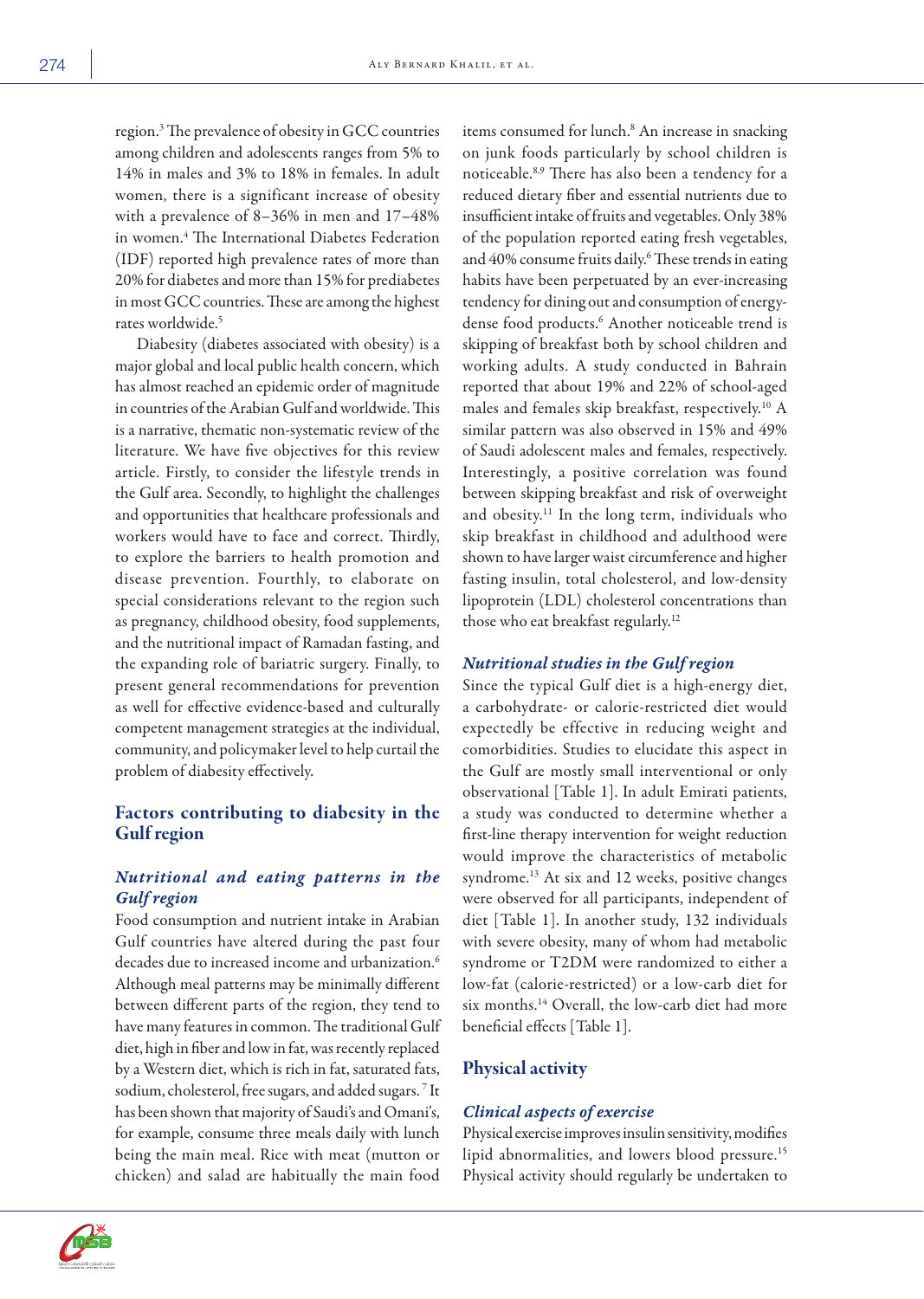region.[3] The prevalence of obesity in GCC countries among children and adolescents ranges from 5% to 14% in males and 3% to 18% in females. In adult women, there is a significant increase of obesity with a prevalence of 8–36% in men and 17–48% in women.[4] The International Diabetes Federation (IDF) reported high prevalence rates of more than 20% for diabetes and more than 15% for prediabetes in most GCC countries. These are among the highest rates worldwide.[5]

Diabesity (diabetes associated with obesity) is a major global and local public health concern, which has almost reached an epidemic order of magnitude in countries of the Arabian Gulf and worldwide. This is a narrative, thematic non-systematic review of the literature. We have five objectives for this review article. Firstly, to consider the lifestyle trends in the Gulf area. Secondly, to highlight the challenges and opportunities that healthcare professionals and workers would have to face and correct. Thirdly, to explore the barriers to health promotion and disease prevention. Fourthly, to elaborate on special considerations relevant to the region such as pregnancy, childhood obesity, food supplements, and the nutritional impact of Ramadan fasting, and the expanding role of bariatric surgery. Finally, to present general recommendations for prevention as well for effective evidence-based and culturally competent management strategies at the individual, community, and policymaker level to help curtail the problem of diabesity effectively.

## Factors contributing to diabesity in the Gulf region

### *Nutritional and eating patterns in the Gulf region*

Food consumption and nutrient intake in Arabian Gulf countries have altered during the past four decades due to increased income and urbanization.[6] Although meal patterns may be minimally different between different parts of the region, they tend to have many features in common. The traditional Gulf diet, high in fiber and low in fat, was recently replaced by a Western diet, which is rich in fat, saturated fats, sodium, cholesterol, free sugars, and added sugars.[7] It has been shown that majority of Saudi's and Omani's, for example, consume three meals daily with lunch being the main meal. Rice with meat (mutton or chicken) and salad are habitually the main food items consumed for lunch.[8] An increase in snacking on junk foods particularly by school children is noticeable.[8,9] There has also been a tendency for a reduced dietary fiber and essential nutrients due to insufficient intake of fruits and vegetables. Only 38% of the population reported eating fresh vegetables, and 40% consume fruits daily.[6] These trends in eating habits have been perpetuated by an ever-increasing tendency for dining out and consumption of energy-dense food products.[6] Another noticeable trend is skipping of breakfast both by school children and working adults. A study conducted in Bahrain reported that about 19% and 22% of school-aged males and females skip breakfast, respectively.[10] A similar pattern was also observed in 15% and 49% of Saudi adolescent males and females, respectively. Interestingly, a positive correlation was found between skipping breakfast and risk of overweight and obesity.[11] In the long term, individuals who skip breakfast in childhood and adulthood were shown to have larger waist circumference and higher fasting insulin, total cholesterol, and low-density lipoprotein (LDL) cholesterol concentrations than those who eat breakfast regularly.[12]

### *Nutritional studies in the Gulf region*

Since the typical Gulf diet is a high-energy diet, a carbohydrate- or calorie-restricted diet would expectedly be effective in reducing weight and comorbidities. Studies to elucidate this aspect in the Gulf are mostly small interventional or only observational [Table 1]. In adult Emirati patients, a study was conducted to determine whether a first-line therapy intervention for weight reduction would improve the characteristics of metabolic syndrome.[13] At six and 12 weeks, positive changes were observed for all participants, independent of diet [Table 1]. In another study, 132 individuals with severe obesity, many of whom had metabolic syndrome or T2DM were randomized to either a low-fat (calorie-restricted) or a low-carb diet for six months.[14] Overall, the low-carb diet had more beneficial effects [Table 1].

## Physical activity

### *Clinical aspects of exercise*

Physical exercise improves insulin sensitivity, modifies lipid abnormalities, and lowers blood pressure.[15] Physical activity should regularly be undertaken to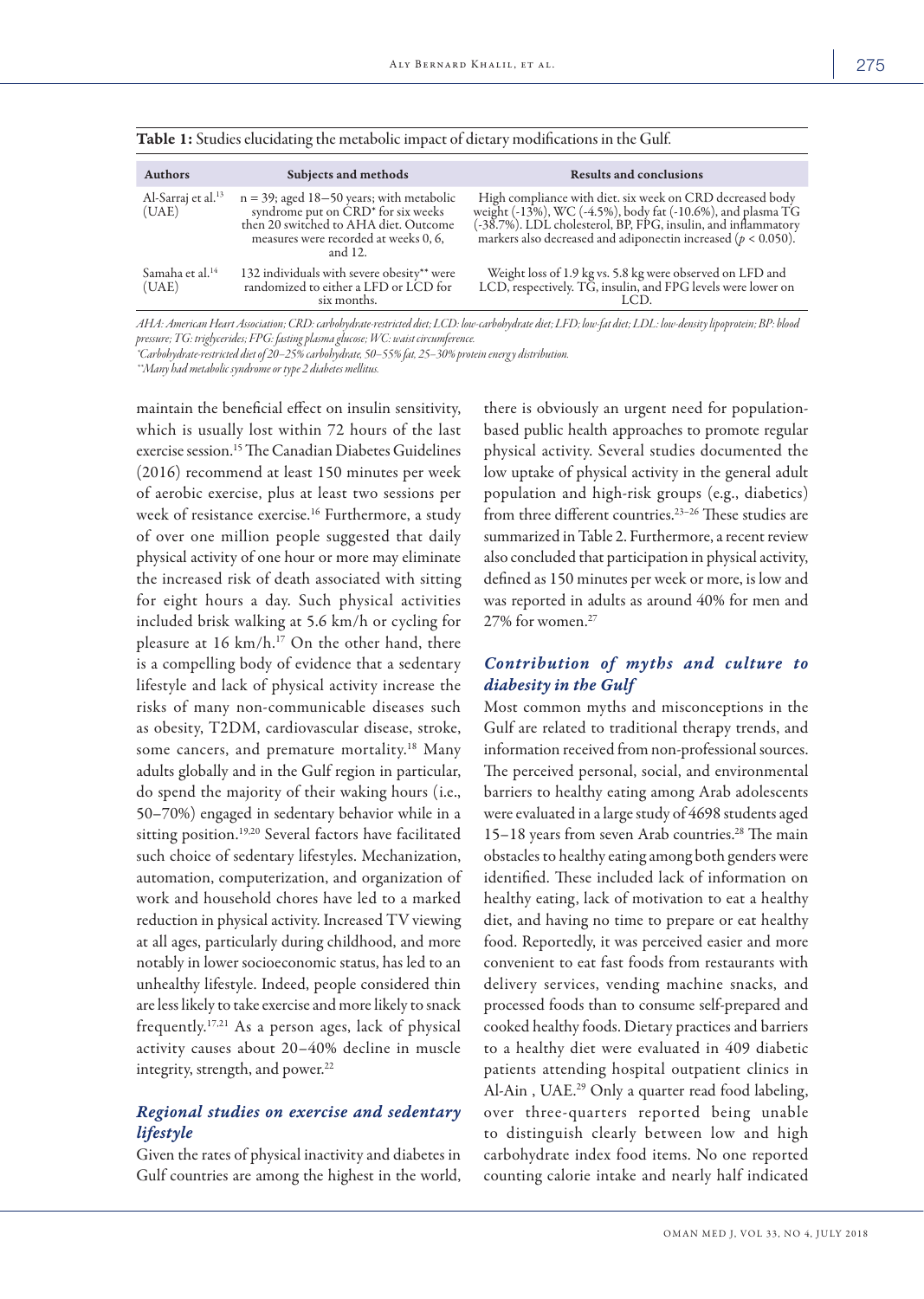**Table 1:** Studies elucidating the metabolic impact of dietary modifications in the Gulf.

| Authors | Subjects and methods | Results and conclusions |
| --- | --- | --- |
| Al-Sarraj et al.[13] (UAE) | n = 39; aged 18–50 years; with metabolic syndrome put on CRD* for six weeks then 20 switched to AHA diet. Outcome measures were recorded at weeks 0, 6, and 12. | High compliance with diet. six week on CRD decreased body weight (-13%), WC (-4.5%), body fat (-10.6%), and plasma TG (-38.7%). LDL cholesterol, BP, FPG, insulin, and inflammatory markers also decreased and adiponectin increased ($p < 0.050$). |
| Samaha et al.[14] (UAE) | 132 individuals with severe obesity** were randomized to either a LFD or LCD for six months. | Weight loss of 1.9 kg vs. 5.8 kg were observed on LFD and LCD, respectively. TG, insulin, and FPG levels were lower on LCD. |

*AHA: American Heart Association; CRD: carbohydrate-restricted diet; LCD: low-carbohydrate diet; LFD: low-fat diet; LDL: low-density lipoprotein; BP: blood pressure; TG: triglycerides; FPG: fasting plasma glucose; WC: waist circumference.*

*\*Carbohydrate-restricted diet of 20–25% carbohydrate, 50–55% fat, 25–30% protein energy distribution.*

*\*\*Many had metabolic syndrome or type 2 diabetes mellitus.*

maintain the beneficial effect on insulin sensitivity, which is usually lost within 72 hours of the last exercise session.[15] The Canadian Diabetes Guidelines (2016) recommend at least 150 minutes per week of aerobic exercise, plus at least two sessions per week of resistance exercise.[16] Furthermore, a study of over one million people suggested that daily physical activity of one hour or more may eliminate the increased risk of death associated with sitting for eight hours a day. Such physical activities included brisk walking at 5.6 km/h or cycling for pleasure at 16 km/h.[17] On the other hand, there is a compelling body of evidence that a sedentary lifestyle and lack of physical activity increase the risks of many non-communicable diseases such as obesity, T2DM, cardiovascular disease, stroke, some cancers, and premature mortality.[18] Many adults globally and in the Gulf region in particular, do spend the majority of their waking hours (i.e., 50–70%) engaged in sedentary behavior while in a sitting position.[19,20] Several factors have facilitated such choice of sedentary lifestyles. Mechanization, automation, computerization, and organization of work and household chores have led to a marked reduction in physical activity. Increased TV viewing at all ages, particularly during childhood, and more notably in lower socioeconomic status, has led to an unhealthy lifestyle. Indeed, people considered thin are less likely to take exercise and more likely to snack frequently.[17,21] As a person ages, lack of physical activity causes about 20–40% decline in muscle integrity, strength, and power.[22]

## *Regional studies on exercise and sedentary lifestyle*

Given the rates of physical inactivity and diabetes in Gulf countries are among the highest in the world, there is obviously an urgent need for population-based public health approaches to promote regular physical activity. Several studies documented the low uptake of physical activity in the general adult population and high-risk groups (e.g., diabetics) from three different countries.[23–26] These studies are summarized in Table 2. Furthermore, a recent review also concluded that participation in physical activity, defined as 150 minutes per week or more, is low and was reported in adults as around 40% for men and 27% for women.[27]

## *Contribution of myths and culture to diabesity in the Gulf*

Most common myths and misconceptions in the Gulf are related to traditional therapy trends, and information received from non-professional sources. The perceived personal, social, and environmental barriers to healthy eating among Arab adolescents were evaluated in a large study of 4698 students aged 15–18 years from seven Arab countries.[28] The main obstacles to healthy eating among both genders were identified. These included lack of information on healthy eating, lack of motivation to eat a healthy diet, and having no time to prepare or eat healthy food. Reportedly, it was perceived easier and more convenient to eat fast foods from restaurants with delivery services, vending machine snacks, and processed foods than to consume self-prepared and cooked healthy foods. Dietary practices and barriers to a healthy diet were evaluated in 409 diabetic patients attending hospital outpatient clinics in Al-Ain , UAE.[29] Only a quarter read food labeling, over three-quarters reported being unable to distinguish clearly between low and high carbohydrate index food items. No one reported counting calorie intake and nearly half indicated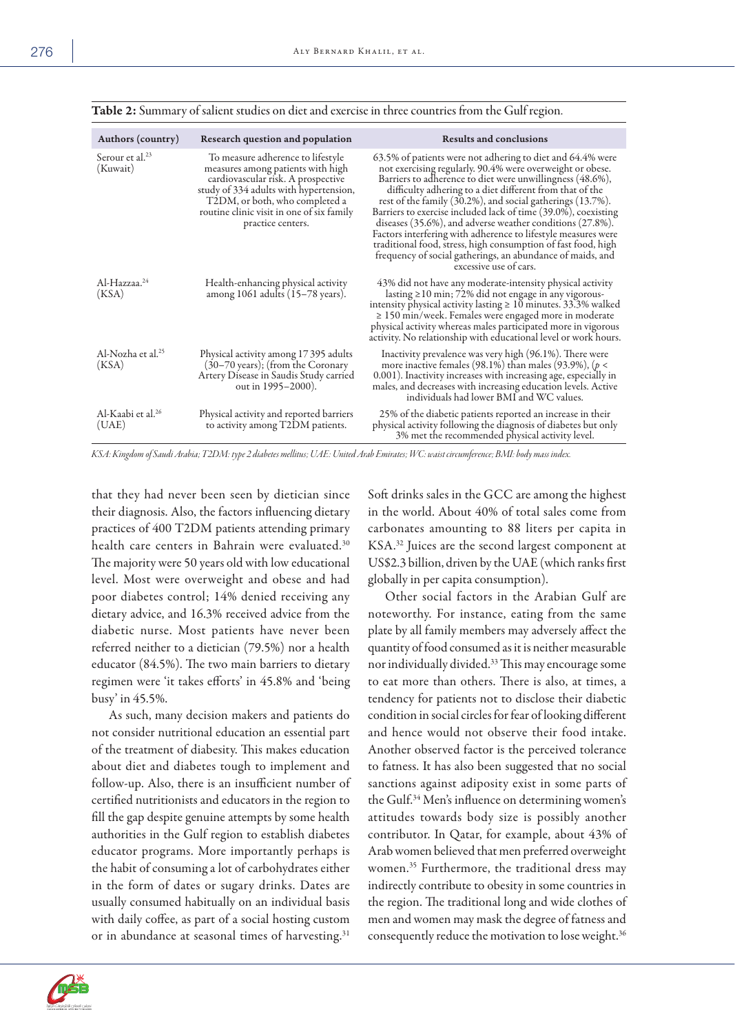**Table 2:** Summary of salient studies on diet and exercise in three countries from the Gulf region.

| Authors (country) | Research question and population | Results and conclusions |
|---|---|---|
| Serour et al.[23] (Kuwait) | To measure adherence to lifestyle measures among patients with high cardiovascular risk. A prospective study of 334 adults with hypertension, T2DM, or both, who completed a routine clinic visit in one of six family practice centers. | 63.5% of patients were not adhering to diet and 64.4% were not exercising regularly. 90.4% were overweight or obese. Barriers to adherence to diet were unwillingness (48.6%), difficulty adhering to a diet different from that of the rest of the family (30.2%), and social gatherings (13.7%). Barriers to exercise included lack of time (39.0%), coexisting diseases (35.6%), and adverse weather conditions (27.8%). Factors interfering with adherence to lifestyle measures were traditional food, stress, high consumption of fast food, high frequency of social gatherings, an abundance of maids, and excessive use of cars. |
| Al-Hazzaa.[24] (KSA) | Health-enhancing physical activity among 1061 adults (15–78 years). | 43% did not have any moderate-intensity physical activity lasting ≥ 10 min; 72% did not engage in any vigorous-intensity physical activity lasting ≥ 10 minutes. 33.3% walked ≥ 150 min/week. Females were engaged more in moderate physical activity whereas males participated more in vigorous activity. No relationship with educational level or work hours. |
| Al-Nozha et al.[25] (KSA) | Physical activity among 17 395 adults (30–70 years); (from the Coronary Artery Disease in Saudis Study carried out in 1995–2000). | Inactivity prevalence was very high (96.1%). There were more inactive females (98.1%) than males (93.9%), ($p < 0.001$). Inactivity increases with increasing age, especially in males, and decreases with increasing education levels. Active individuals had lower BMI and WC values. |
| Al-Kaabi et al.[26] (UAE) | Physical activity and reported barriers to activity among T2DM patients. | 25% of the diabetic patients reported an increase in their physical activity following the diagnosis of diabetes but only 3% met the recommended physical activity level. |

*KSA: Kingdom of Saudi Arabia; T2DM: type 2 diabetes mellitus; UAE: United Arab Emirates; WC: waist circumference; BMI: body mass index.*

that they had never been seen by dietician since their diagnosis. Also, the factors influencing dietary practices of 400 T2DM patients attending primary health care centers in Bahrain were evaluated.[30] The majority were 50 years old with low educational level. Most were overweight and obese and had poor diabetes control; 14% denied receiving any dietary advice, and 16.3% received advice from the diabetic nurse. Most patients have never been referred neither to a dietician (79.5%) nor a health educator (84.5%). The two main barriers to dietary regimen were 'it takes efforts' in 45.8% and 'being busy' in 45.5%.

As such, many decision makers and patients do not consider nutritional education an essential part of the treatment of diabesity. This makes education about diet and diabetes tough to implement and follow-up. Also, there is an insufficient number of certified nutritionists and educators in the region to fill the gap despite genuine attempts by some health authorities in the Gulf region to establish diabetes educator programs. More importantly perhaps is the habit of consuming a lot of carbohydrates either in the form of dates or sugary drinks. Dates are usually consumed habitually on an individual basis with daily coffee, as part of a social hosting custom or in abundance at seasonal times of harvesting.[31] Soft drinks sales in the GCC are among the highest in the world. About 40% of total sales come from carbonates amounting to 88 liters per capita in KSA.[32] Juices are the second largest component at US$2.3 billion, driven by the UAE (which ranks first globally in per capita consumption).

Other social factors in the Arabian Gulf are noteworthy. For instance, eating from the same plate by all family members may adversely affect the quantity of food consumed as it is neither measurable nor individually divided.[33] This may encourage some to eat more than others. There is also, at times, a tendency for patients not to disclose their diabetic condition in social circles for fear of looking different and hence would not observe their food intake. Another observed factor is the perceived tolerance to fatness. It has also been suggested that no social sanctions against adiposity exist in some parts of the Gulf.[34] Men's influence on determining women's attitudes towards body size is possibly another contributor. In Qatar, for example, about 43% of Arab women believed that men preferred overweight women.[35] Furthermore, the traditional dress may indirectly contribute to obesity in some countries in the region. The traditional long and wide clothes of men and women may mask the degree of fatness and consequently reduce the motivation to lose weight.[36]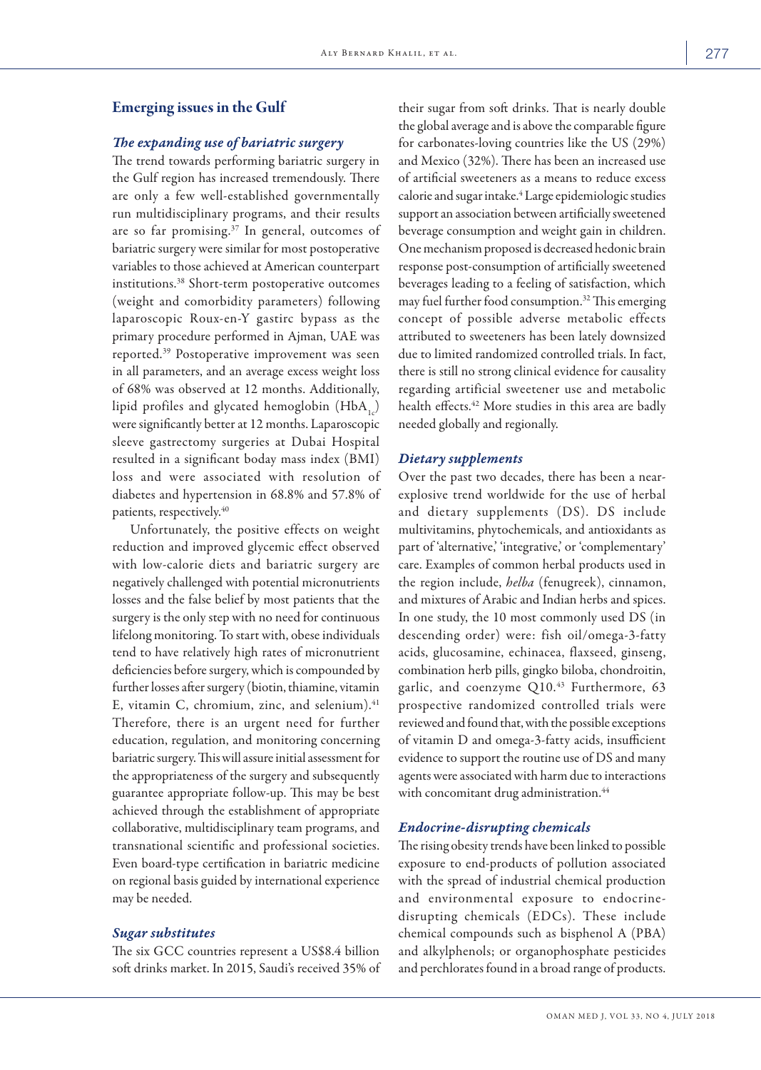## Emerging issues in the Gulf

### *The expanding use of bariatric surgery*

The trend towards performing bariatric surgery in the Gulf region has increased tremendously. There are only a few well-established governmentally run multidisciplinary programs, and their results are so far promising.[37] In general, outcomes of bariatric surgery were similar for most postoperative variables to those achieved at American counterpart institutions.[38] Short-term postoperative outcomes (weight and comorbidity parameters) following laparoscopic Roux-en-Y gastirc bypass as the primary procedure performed in Ajman, UAE was reported.[39] Postoperative improvement was seen in all parameters, and an average excess weight loss of 68% was observed at 12 months. Additionally, lipid profiles and glycated hemoglobin ($HbA_{1c}$) were significantly better at 12 months. Laparoscopic sleeve gastrectomy surgeries at Dubai Hospital resulted in a significant boday mass index (BMI) loss and were associated with resolution of diabetes and hypertension in 68.8% and 57.8% of patients, respectively.[40]

Unfortunately, the positive effects on weight reduction and improved glycemic effect observed with low-calorie diets and bariatric surgery are negatively challenged with potential micronutrients losses and the false belief by most patients that the surgery is the only step with no need for continuous lifelong monitoring. To start with, obese individuals tend to have relatively high rates of micronutrient deficiencies before surgery, which is compounded by further losses after surgery (biotin, thiamine, vitamin E, vitamin C, chromium, zinc, and selenium).[41] Therefore, there is an urgent need for further education, regulation, and monitoring concerning bariatric surgery. This will assure initial assessment for the appropriateness of the surgery and subsequently guarantee appropriate follow-up. This may be best achieved through the establishment of appropriate collaborative, multidisciplinary team programs, and transnational scientific and professional societies. Even board-type certification in bariatric medicine on regional basis guided by international experience may be needed.

### *Sugar substitutes*

The six GCC countries represent a US$8.4 billion soft drinks market. In 2015, Saudi's received 35% of their sugar from soft drinks. That is nearly double the global average and is above the comparable figure for carbonates-loving countries like the US (29%) and Mexico (32%). There has been an increased use of artificial sweeteners as a means to reduce excess calorie and sugar intake.[4] Large epidemiologic studies support an association between artificially sweetened beverage consumption and weight gain in children. One mechanism proposed is decreased hedonic brain response post-consumption of artificially sweetened beverages leading to a feeling of satisfaction, which may fuel further food consumption.[32] This emerging concept of possible adverse metabolic effects attributed to sweeteners has been lately downsized due to limited randomized controlled trials. In fact, there is still no strong clinical evidence for causality regarding artificial sweetener use and metabolic health effects.[42] More studies in this area are badly needed globally and regionally.

### *Dietary supplements*

Over the past two decades, there has been a near-explosive trend worldwide for the use of herbal and dietary supplements (DS). DS include multivitamins, phytochemicals, and antioxidants as part of 'alternative,' 'integrative,' or 'complementary' care. Examples of common herbal products used in the region include, *helba* (fenugreek), cinnamon, and mixtures of Arabic and Indian herbs and spices. In one study, the 10 most commonly used DS (in descending order) were: fish oil/omega-3-fatty acids, glucosamine, echinacea, flaxseed, ginseng, combination herb pills, gingko biloba, chondroitin, garlic, and coenzyme Q10.[43] Furthermore, 63 prospective randomized controlled trials were reviewed and found that, with the possible exceptions of vitamin D and omega-3-fatty acids, insufficient evidence to support the routine use of DS and many agents were associated with harm due to interactions with concomitant drug administration.[44]

### *Endocrine-disrupting chemicals*

The rising obesity trends have been linked to possible exposure to end-products of pollution associated with the spread of industrial chemical production and environmental exposure to endocrine-disrupting chemicals (EDCs). These include chemical compounds such as bisphenol A (PBA) and alkylphenols; or organophosphate pesticides and perchlorates found in a broad range of products.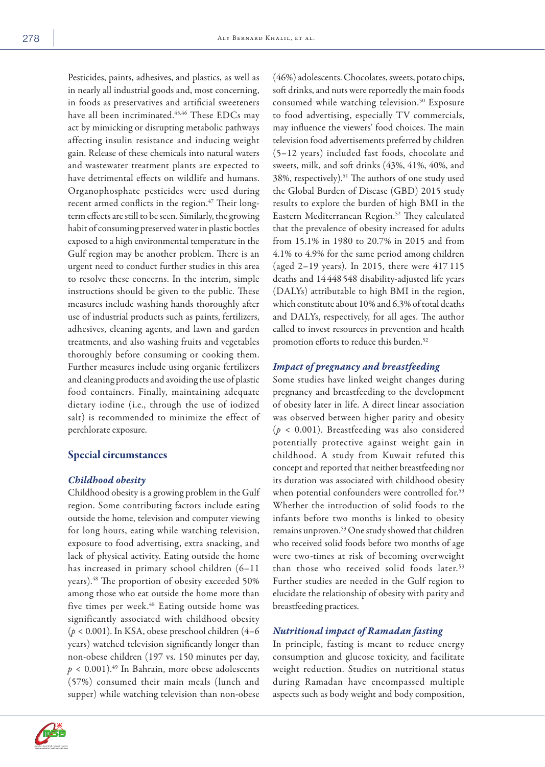Pesticides, paints, adhesives, and plastics, as well as in nearly all industrial goods and, most concerning, in foods as preservatives and artificial sweeteners have all been incriminated.[45,46] These EDCs may act by mimicking or disrupting metabolic pathways affecting insulin resistance and inducing weight gain. Release of these chemicals into natural waters and wastewater treatment plants are expected to have detrimental effects on wildlife and humans. Organophosphate pesticides were used during recent armed conflicts in the region.[47] Their long-term effects are still to be seen. Similarly, the growing habit of consuming preserved water in plastic bottles exposed to a high environmental temperature in the Gulf region may be another problem. There is an urgent need to conduct further studies in this area to resolve these concerns. In the interim, simple instructions should be given to the public. These measures include washing hands thoroughly after use of industrial products such as paints, fertilizers, adhesives, cleaning agents, and lawn and garden treatments, and also washing fruits and vegetables thoroughly before consuming or cooking them. Further measures include using organic fertilizers and cleaning products and avoiding the use of plastic food containers. Finally, maintaining adequate dietary iodine (i.e., through the use of iodized salt) is recommended to minimize the effect of perchlorate exposure.

## Special circumstances

### *Childhood obesity*

Childhood obesity is a growing problem in the Gulf region. Some contributing factors include eating outside the home, television and computer viewing for long hours, eating while watching television, exposure to food advertising, extra snacking, and lack of physical activity. Eating outside the home has increased in primary school children (6–11 years).[48] The proportion of obesity exceeded 50% among those who eat outside the home more than five times per week.[48] Eating outside home was significantly associated with childhood obesity ($p < 0.001$). In KSA, obese preschool children (4–6 years) watched television significantly longer than non-obese children (197 vs. 150 minutes per day, $p < 0.001$).[49] In Bahrain, more obese adolescents (57%) consumed their main meals (lunch and supper) while watching television than non-obese (46%) adolescents. Chocolates, sweets, potato chips, soft drinks, and nuts were reportedly the main foods consumed while watching television.[50] Exposure to food advertising, especially TV commercials, may influence the viewers' food choices. The main television food advertisements preferred by children (5–12 years) included fast foods, chocolate and sweets, milk, and soft drinks (43%, 41%, 40%, and 38%, respectively).[51] The authors of one study used the Global Burden of Disease (GBD) 2015 study results to explore the burden of high BMI in the Eastern Mediterranean Region.[52] They calculated that the prevalence of obesity increased for adults from 15.1% in 1980 to 20.7% in 2015 and from 4.1% to 4.9% for the same period among children (aged 2–19 years). In 2015, there were 417 115 deaths and 14 448 548 disability-adjusted life years (DALYs) attributable to high BMI in the region, which constitute about 10% and 6.3% of total deaths and DALYs, respectively, for all ages. The author called to invest resources in prevention and health promotion efforts to reduce this burden.[52]

### *Impact of pregnancy and breastfeeding*

Some studies have linked weight changes during pregnancy and breastfeeding to the development of obesity later in life. A direct linear association was observed between higher parity and obesity ($p < 0.001$). Breastfeeding was also considered potentially protective against weight gain in childhood. A study from Kuwait refuted this concept and reported that neither breastfeeding nor its duration was associated with childhood obesity when potential confounders were controlled for.[53] Whether the introduction of solid foods to the infants before two months is linked to obesity remains unproven.[53] One study showed that children who received solid foods before two months of age were two-times at risk of becoming overweight than those who received solid foods later.[53] Further studies are needed in the Gulf region to elucidate the relationship of obesity with parity and breastfeeding practices.

### *Nutritional impact of Ramadan fasting*

In principle, fasting is meant to reduce energy consumption and glucose toxicity, and facilitate weight reduction. Studies on nutritional status during Ramadan have encompassed multiple aspects such as body weight and body composition,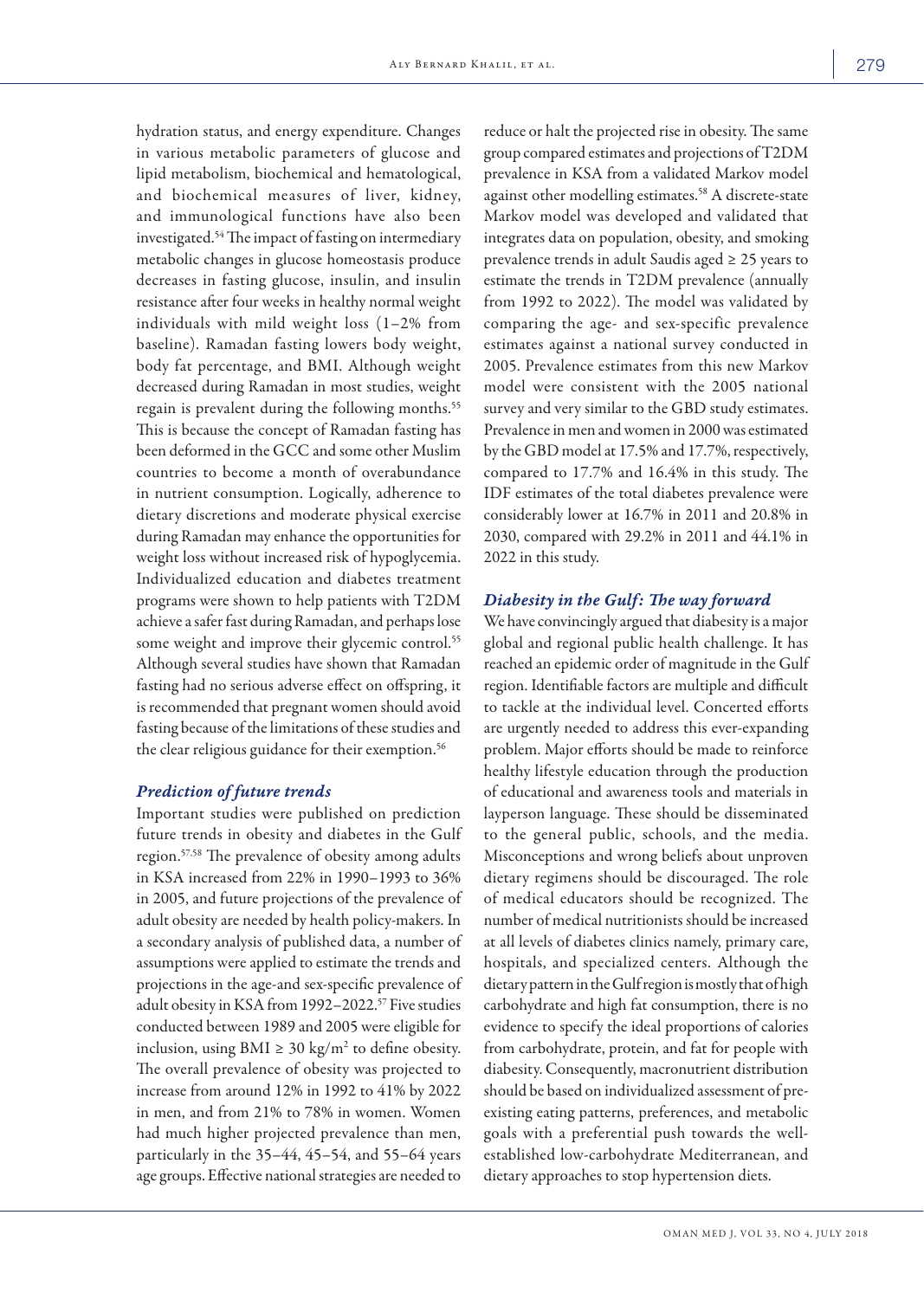hydration status, and energy expenditure. Changes in various metabolic parameters of glucose and lipid metabolism, biochemical and hematological, and biochemical measures of liver, kidney, and immunological functions have also been investigated.[54] The impact of fasting on intermediary metabolic changes in glucose homeostasis produce decreases in fasting glucose, insulin, and insulin resistance after four weeks in healthy normal weight individuals with mild weight loss (1–2% from baseline). Ramadan fasting lowers body weight, body fat percentage, and BMI. Although weight decreased during Ramadan in most studies, weight regain is prevalent during the following months.[55] This is because the concept of Ramadan fasting has been deformed in the GCC and some other Muslim countries to become a month of overabundance in nutrient consumption. Logically, adherence to dietary discretions and moderate physical exercise during Ramadan may enhance the opportunities for weight loss without increased risk of hypoglycemia. Individualized education and diabetes treatment programs were shown to help patients with T2DM achieve a safer fast during Ramadan, and perhaps lose some weight and improve their glycemic control.[55] Although several studies have shown that Ramadan fasting had no serious adverse effect on offspring, it is recommended that pregnant women should avoid fasting because of the limitations of these studies and the clear religious guidance for their exemption.[56]

### *Prediction of future trends*

Important studies were published on prediction future trends in obesity and diabetes in the Gulf region.[57,58] The prevalence of obesity among adults in KSA increased from 22% in 1990–1993 to 36% in 2005, and future projections of the prevalence of adult obesity are needed by health policy-makers. In a secondary analysis of published data, a number of assumptions were applied to estimate the trends and projections in the age-and sex-specific prevalence of adult obesity in KSA from 1992–2022.[57] Five studies conducted between 1989 and 2005 were eligible for inclusion, using BMI ≥ 30 kg/m$^2$ to define obesity. The overall prevalence of obesity was projected to increase from around 12% in 1992 to 41% by 2022 in men, and from 21% to 78% in women. Women had much higher projected prevalence than men, particularly in the 35–44, 45–54, and 55–64 years age groups. Effective national strategies are needed to reduce or halt the projected rise in obesity. The same group compared estimates and projections of T2DM prevalence in KSA from a validated Markov model against other modelling estimates.[58] A discrete-state Markov model was developed and validated that integrates data on population, obesity, and smoking prevalence trends in adult Saudis aged ≥ 25 years to estimate the trends in T2DM prevalence (annually from 1992 to 2022). The model was validated by comparing the age- and sex-specific prevalence estimates against a national survey conducted in 2005. Prevalence estimates from this new Markov model were consistent with the 2005 national survey and very similar to the GBD study estimates. Prevalence in men and women in 2000 was estimated by the GBD model at 17.5% and 17.7%, respectively, compared to 17.7% and 16.4% in this study. The IDF estimates of the total diabetes prevalence were considerably lower at 16.7% in 2011 and 20.8% in 2030, compared with 29.2% in 2011 and 44.1% in 2022 in this study.

### *Diabesity in the Gulf: The way forward*

We have convincingly argued that diabesity is a major global and regional public health challenge. It has reached an epidemic order of magnitude in the Gulf region. Identifiable factors are multiple and difficult to tackle at the individual level. Concerted efforts are urgently needed to address this ever-expanding problem. Major efforts should be made to reinforce healthy lifestyle education through the production of educational and awareness tools and materials in layperson language. These should be disseminated to the general public, schools, and the media. Misconceptions and wrong beliefs about unproven dietary regimens should be discouraged. The role of medical educators should be recognized. The number of medical nutritionists should be increased at all levels of diabetes clinics namely, primary care, hospitals, and specialized centers. Although the dietary pattern in the Gulf region is mostly that of high carbohydrate and high fat consumption, there is no evidence to specify the ideal proportions of calories from carbohydrate, protein, and fat for people with diabesity. Consequently, macronutrient distribution should be based on individualized assessment of pre-existing eating patterns, preferences, and metabolic goals with a preferential push towards the well-established low-carbohydrate Mediterranean, and dietary approaches to stop hypertension diets.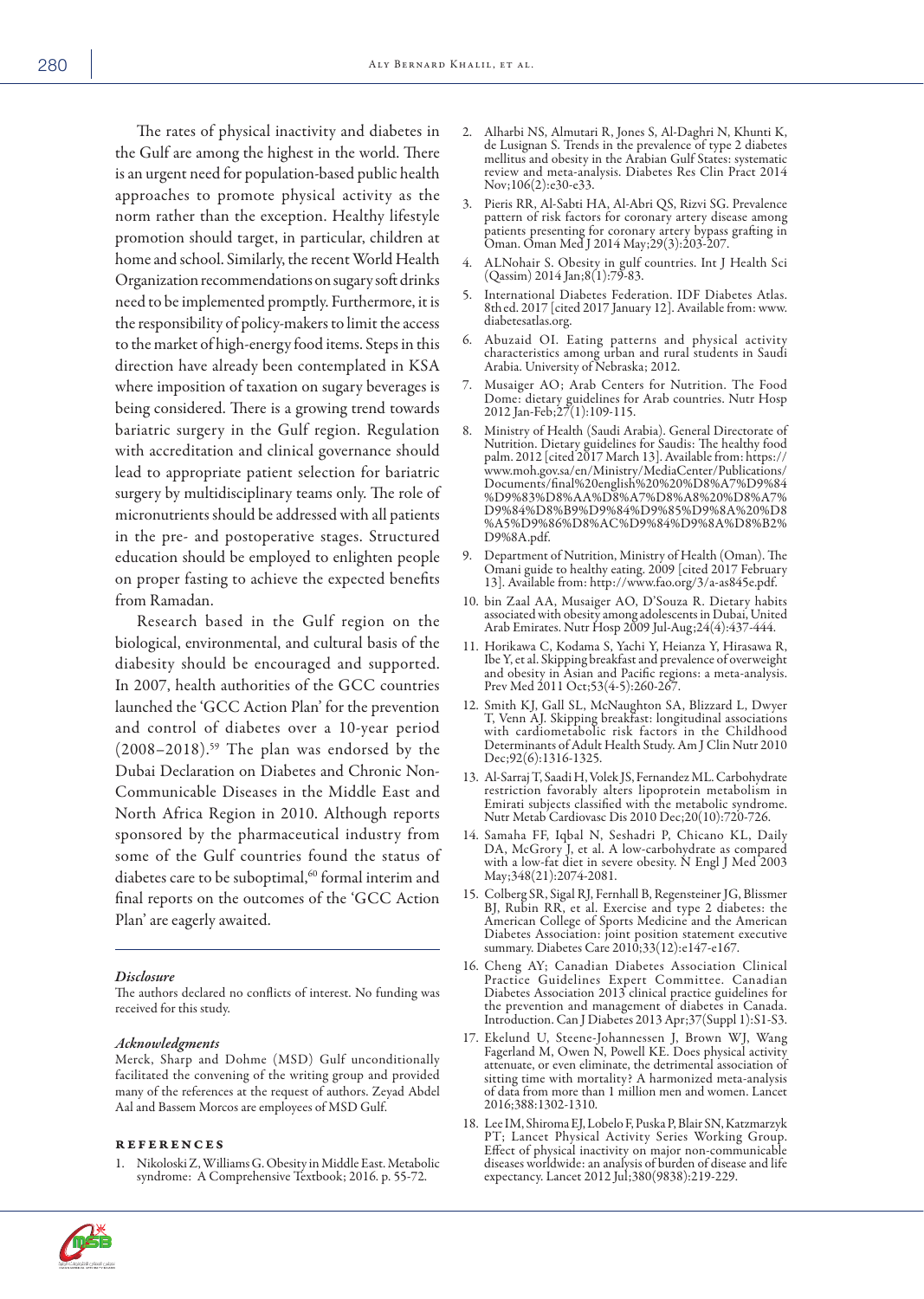The rates of physical inactivity and diabetes in the Gulf are among the highest in the world. There is an urgent need for population-based public health approaches to promote physical activity as the norm rather than the exception. Healthy lifestyle promotion should target, in particular, children at home and school. Similarly, the recent World Health Organization recommendations on sugary soft drinks need to be implemented promptly. Furthermore, it is the responsibility of policy-makers to limit the access to the market of high-energy food items. Steps in this direction have already been contemplated in KSA where imposition of taxation on sugary beverages is being considered. There is a growing trend towards bariatric surgery in the Gulf region. Regulation with accreditation and clinical governance should lead to appropriate patient selection for bariatric surgery by multidisciplinary teams only. The role of micronutrients should be addressed with all patients in the pre- and postoperative stages. Structured education should be employed to enlighten people on proper fasting to achieve the expected benefits from Ramadan.

Research based in the Gulf region on the biological, environmental, and cultural basis of the diabesity should be encouraged and supported. In 2007, health authorities of the GCC countries launched the 'GCC Action Plan' for the prevention and control of diabetes over a 10-year period (2008–2018).[59] The plan was endorsed by the Dubai Declaration on Diabetes and Chronic Non-Communicable Diseases in the Middle East and North Africa Region in 2010. Although reports sponsored by the pharmaceutical industry from some of the Gulf countries found the status of diabetes care to be suboptimal,[60] formal interim and final reports on the outcomes of the 'GCC Action Plan' are eagerly awaited.

### *Disclosure*

The authors declared no conflicts of interest. No funding was received for this study.

### *Acknowledgments*

Merck, Sharp and Dohme (MSD) Gulf unconditionally facilitated the convening of the writing group and provided many of the references at the request of authors. Zeyad Abdel Aal and Bassem Morcos are employees of MSD Gulf.

## References

1. Nikoloski Z, Williams G. Obesity in Middle East. Metabolic syndrome: A Comprehensive Textbook; 2016. p. 55-72.
2. Alharbi NS, Almutari R, Jones S, Al-Daghri N, Khunti K, de Lusignan S. Trends in the prevalence of type 2 diabetes mellitus and obesity in the Arabian Gulf States: systematic review and meta-analysis. Diabetes Res Clin Pract 2014 Nov;106(2):e30-e33.
3. Pieris RR, Al-Sabti HA, Al-Abri QS, Rizvi SG. Prevalence pattern of risk factors for coronary artery disease among patients presenting for coronary artery bypass grafting in Oman. Oman Med J 2014 May;29(3):203-207.
4. ALNohair S. Obesity in gulf countries. Int J Health Sci (Qassim) 2014 Jan;8(1):79-83.
5. International Diabetes Federation. IDF Diabetes Atlas. 8th ed. 2017 [cited 2017 January 12]. Available from: www.diabetesatlas.org.
6. Abuzaid OI. Eating patterns and physical activity characteristics among urban and rural students in Saudi Arabia. University of Nebraska; 2012.
7. Musaiger AO; Arab Centers for Nutrition. The Food Dome: dietary guidelines for Arab countries. Nutr Hosp 2012 Jan-Feb;27(1):109-115.
8. Ministry of Health (Saudi Arabia). General Directorate of Nutrition. Dietary guidelines for Saudis: The healthy food palm. 2012 [cited 2017 March 13]. Available from: https://www.moh.gov.sa/en/Ministry/MediaCenter/Publications/Documents/final%20english%20%20%D8%A7%D9%84%D9%83%D8%AA%D8%A7%D8%A8%20%D8%A7%D9%84%D8%B9%D9%84%D9%85%D9%8A%20%D8%A5%D9%86%D8%AC%D9%84%D9%8A%D8%B2%D9%8A.pdf.
9. Department of Nutrition, Ministry of Health (Oman). The Omani guide to healthy eating. 2009 [cited 2017 February 13]. Available from: http://www.fao.org/3/a-as845e.pdf.
10. bin Zaal AA, Musaiger AO, D'Souza R. Dietary habits associated with obesity among adolescents in Dubai, United Arab Emirates. Nutr Hosp 2009 Jul-Aug;24(4):437-444.
11. Horikawa C, Kodama S, Yachi Y, Heianza Y, Hirasawa R, Ibe Y, et al. Skipping breakfast and prevalence of overweight and obesity in Asian and Pacific regions: a meta-analysis. Prev Med 2011 Oct;53(4-5):260-267.
12. Smith KJ, Gall SL, McNaughton SA, Blizzard L, Dwyer T, Venn AJ. Skipping breakfast: longitudinal associations with cardiometabolic risk factors in the Childhood Determinants of Adult Health Study. Am J Clin Nutr 2010 Dec;92(6):1316-1325.
13. Al-Sarraj T, Saadi H, Volek JS, Fernandez ML. Carbohydrate restriction favorably alters lipoprotein metabolism in Emirati subjects classified with the metabolic syndrome. Nutr Metab Cardiovasc Dis 2010 Dec;20(10):720-726.
14. Samaha FF, Iqbal N, Seshadri P, Chicano KL, Daily DA, McGrory J, et al. A low-carbohydrate as compared with a low-fat diet in severe obesity. N Engl J Med 2003 May;348(21):2074-2081.
15. Colberg SR, Sigal RJ, Fernhall B, Regensteiner JG, Blissmer BJ, Rubin RR, et al. Exercise and type 2 diabetes: the American College of Sports Medicine and the American Diabetes Association: joint position statement executive summary. Diabetes Care 2010;33(12):e147-e167.
16. Cheng AY; Canadian Diabetes Association Clinical Practice Guidelines Expert Committee. Canadian Diabetes Association 2013 clinical practice guidelines for the prevention and management of diabetes in Canada. Introduction. Can J Diabetes 2013 Apr;37(Suppl 1):S1-S3.
17. Ekelund U, Steene-Johannessen J, Brown WJ, Wang Fagerland M, Owen N, Powell KE. Does physical activity attenuate, or even eliminate, the detrimental association of sitting time with mortality? A harmonized meta-analysis of data from more than 1 million men and women. Lancet 2016;388:1302-1310.
18. Lee IM, Shiroma EJ, Lobelo F, Puska P, Blair SN, Katzmarzyk PT; Lancet Physical Activity Series Working Group. Effect of physical inactivity on major non-communicable diseases worldwide: an analysis of burden of disease and life expectancy. Lancet 2012 Jul;380(9838):219-229.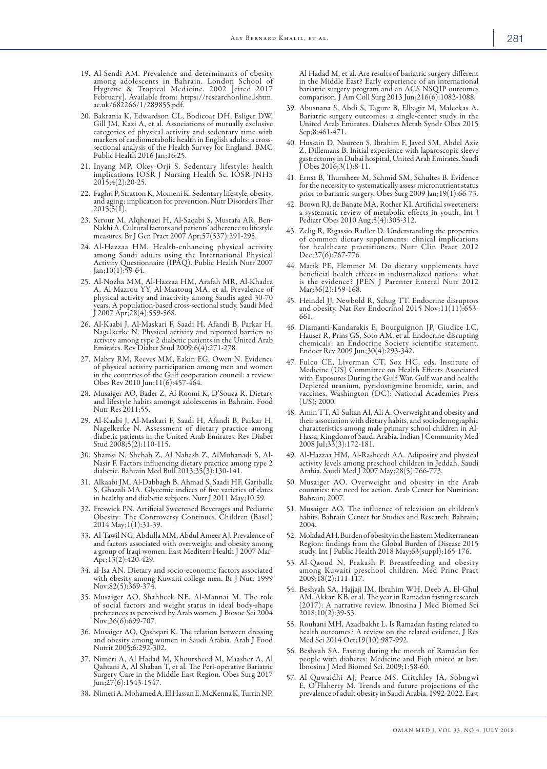19. Al-Sendi AM. Prevalence and determinants of obesity among adolescents in Bahrain. London School of Hygiene & Tropical Medicine. 2002 [cited 2017 February]. Available from: https://researchonline.lshtm.ac.uk/682266/1/289855.pdf.
20. Bakrania K, Edwardson CL, Bodicoat DH, Esliger DW, Gill JM, Kazi A, et al. Associations of mutually exclusive categories of physical activity and sedentary time with markers of cardiometabolic health in English adults: a cross-sectional analysis of the Health Survey for England. BMC Public Health 2016 Jan;16:25.
21. Inyang MP, Okey-Orji S. Sedentary lifestyle: health implications IOSR J Nursing Health Sc. IOSR-JNHS 2015;4(2):20-25.
22. Faghri P, Stratton K, Momeni K. Sedentary lifestyle, obesity, and aging: implication for prevention. Nutr Disorders Ther 2015;5(1).
23. Serour M, Alqhenaei H, Al-Saqabi S, Mustafa AR, Ben-Nakhi A. Cultural factors and patients' adherence to lifestyle measures. Br J Gen Pract 2007 Apr;57(537):291-295.
24. Al-Hazzaa HM. Health-enhancing physical activity among Saudi adults using the International Physical Activity Questionnaire (IPAQ). Public Health Nutr 2007 Jan;10(1):59-64.
25. Al-Nozha MM, Al-Hazzaa HM, Arafah MR, Al-Khadra A, Al-Mazrou YY, Al-Maatouq MA, et al. Prevalence of physical activity and inactivity among Saudis aged 30-70 years. A population-based cross-sectional study. Saudi Med J 2007 Apr;28(4):559-568.
26. Al-Kaabi J, Al-Maskari F, Saadi H, Afandi B, Parkar H, Nagelkerke N. Physical activity and reported barriers to activity among type 2 diabetic patients in the United Arab Emirates. Rev Diabet Stud 2009;6(4):271-278.
27. Mabry RM, Reeves MM, Eakin EG, Owen N. Evidence of physical activity participation among men and women in the countries of the Gulf cooperation council: a review. Obes Rev 2010 Jun;11(6):457-464.
28. Musaiger AO, Bader Z, Al-Roomi K, D'Souza R. Dietary and lifestyle habits amongst adolescents in Bahrain. Food Nutr Res 2011;55.
29. Al-Kaabi J, Al-Maskari F, Saadi H, Afandi B, Parkar H, Nagelkerke N. Assessment of dietary practice among diabetic patients in the United Arab Emirates. Rev Diabet Stud 2008;5(2):110-115.
30. Shamsi N, Shehab Z, Al Nahash Z, AlMuhanadi S, Al-Nasir F. Factors influencing dietary practice among type 2 diabetic. Bahrain Med Bull 2013;35(3):130-141.
31. Alkaabi JM, Al-Dabbagh B, Ahmad S, Saadi HF, Gariballa S, Ghazali MA. Glycemic indices of five varieties of dates in healthy and diabetic subjects. Nutr J 2011 May;10:59.
32. Freswick PN. Artificial Sweetened Beverages and Pediatric Obesity: The Controversy Continues. Children (Basel) 2014 May;1(1):31-39.
33. Al-Tawil NG, Abdulla MM, Abdul Ameer AJ. Prevalence of and factors associated with overweight and obesity among a group of Iraqi women. East Mediterr Health J 2007 Mar-Apr;13(2):420-429.
34. al-Isa AN. Dietary and socio-economic factors associated with obesity among Kuwaiti college men. Br J Nutr 1999 Nov;82(5):369-374.
35. Musaiger AO, Shahbeek NE, Al-Mannai M. The role of social factors and weight status in ideal body-shape preferences as perceived by Arab women. J Biosoc Sci 2004 Nov;36(6):699-707.
36. Musaiger AO, Qashqari K. The relation between dressing and obesity among women in Saudi Arabia. Arab J Food Nutrit 2005;6:292-302.
37. Nimeri A, Al Hadad M, Khoursheed M, Maasher A, Al Qahtani A, Al Shaban T, et al. The Peri-operative Bariatric Surgery Care in the Middle East Region. Obes Surg 2017 Jun;27(6):1543-1547.
38. Nimeri A, Mohamed A, El Hassan E, McKenna K, Turrin NP, Al Hadad M, et al. Are results of bariatric surgery different in the Middle East? Early experience of an international bariatric surgery program and an ACS NSQIP outcomes comparison. J Am Coll Surg 2013 Jun;216(6):1082-1088.
39. Abusnana S, Abdi S, Tagure B, Elbagir M, Maleckas A. Bariatric surgery outcomes: a single-center study in the United Arab Emirates. Diabetes Metab Syndr Obes 2015 Sep;8:461-471.
40. Hussain D, Naureen S, Ibrahim F, Javed SM, Abdel Aziz Z, Dillemans B. Initial experience with laparoscopic sleeve gastrectomy in Dubai hospital, United Arab Emirates. Saudi J Obes 2016;3(1):8-11.
41. Ernst B, Thurnheer M, Schmid SM, Schultes B. Evidence for the necessity to systematically assess micronutrient status prior to bariatric surgery. Obes Surg 2009 Jan;19(1):66-73.
42. Brown RJ, de Banate MA, Rother KI. Artificial sweeteners: a systematic review of metabolic effects in youth. Int J Pediatr Obes 2010 Aug;5(4):305-312.
43. Zelig R, Rigassio Radler D. Understanding the properties of common dietary supplements: clinical implications for healthcare practitioners. Nutr Clin Pract 2012 Dec;27(6):767-776.
44. Marik PE, Flemmer M. Do dietary supplements have beneficial health effects in industrialized nations: what is the evidence? JPEN J Parenter Enteral Nutr 2012 Mar;36(2):159-168.
45. Heindel JJ, Newbold R, Schug TT. Endocrine disruptors and obesity. Nat Rev Endocrinol 2015 Nov;11(11):653-661.
46. Diamanti-Kandarakis E, Bourguignon JP, Giudice LC, Hauser R, Prins GS, Soto AM, et al. Endocrine-disrupting chemicals: an Endocrine Society scientific statement. Endocr Rev 2009 Jun;30(4):293-342.
47. Fulco CE, Liverman CT, Sox HC, eds. Institute of Medicine (US) Committee on Health Effects Associated with Exposures During the Gulf War. Gulf war and health: Depleted uranium, pyridostigmine bromide, sarin, and vaccines. Washington (DC): National Academies Press (US); 2000.
48. Amin TT, Al-Sultan AI, Ali A. Overweight and obesity and their association with dietary habits, and sociodemographic characteristics among male primary school children in Al-Hassa, Kingdom of Saudi Arabia. Indian J Community Med 2008 Jul;33(3):172-181.
49. Al-Hazzaa HM, Al-Rasheedi AA. Adiposity and physical activity levels among preschool children in Jeddah, Saudi Arabia. Saudi Med J 2007 May;28(5):766-773.
50. Musaiger AO. Overweight and obesity in the Arab countries: the need for action. Arab Center for Nutrition: Bahrain; 2007.
51. Musaiger AO. The influence of television on children's habits. Bahrain Center for Studies and Research: Bahrain; 2004.
52. Mokdad AH. Burden of obesity in the Eastern Mediterranean Region: findings from the Global Burden of Disease 2015 study. Int J Public Health 2018 May;63(suppl):165-176.
53. Al-Qaoud N, Prakash P. Breastfeeding and obesity among Kuwaiti preschool children. Med Princ Pract 2009;18(2):111-117.
54. Beshyah SA, Hajjaji IM, Ibrahim WH, Deeb A, El-Ghul AM, Akkari KB, et al. The year in Ramadan fasting research (2017): A narrative review. Ibnosina J Med Biomed Sci 2018;10(2):39-53.
55. Rouhani MH, Azadbakht L. Is Ramadan fasting related to health outcomes? A review on the related evidence. J Res Med Sci 2014 Oct;19(10):987-992.
56. Beshyah SA. Fasting during the month of Ramadan for people with diabetes: Medicine and Fiqh united at last. Ibnosina J Med Biomed Sci. 2009;1:58-60.
57. Al-Quwaidhi AJ, Pearce MS, Critchley JA, Sobngwi E, O'Flaherty M. Trends and future projections of the prevalence of adult obesity in Saudi Arabia, 1992-2022. East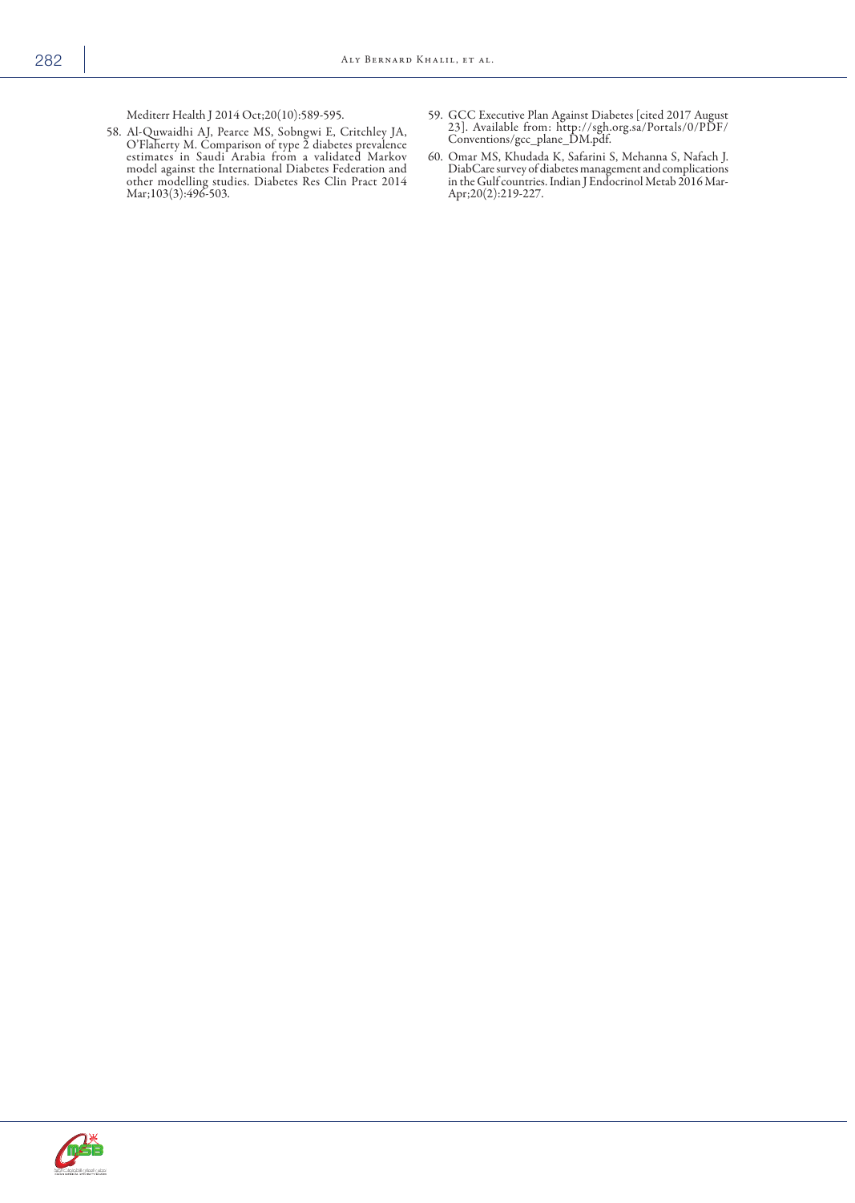Mediterr Health J 2014 Oct;20(10):589-595.

58. Al-Quwaidhi AJ, Pearce MS, Sobngwi E, Critchley JA, O'Flaherty M. Comparison of type 2 diabetes prevalence estimates in Saudi Arabia from a validated Markov model against the International Diabetes Federation and other modelling studies. Diabetes Res Clin Pract 2014 Mar;103(3):496-503.
59. GCC Executive Plan Against Diabetes [cited 2017 August 23]. Available from: http://sgh.org.sa/Portals/0/PDF/Conventions/gcc_plane_DM.pdf.
60. Omar MS, Khudada K, Safarini S, Mehanna S, Nafach J. DiabCare survey of diabetes management and complications in the Gulf countries. Indian J Endocrinol Metab 2016 Mar-Apr;20(2):219-227.